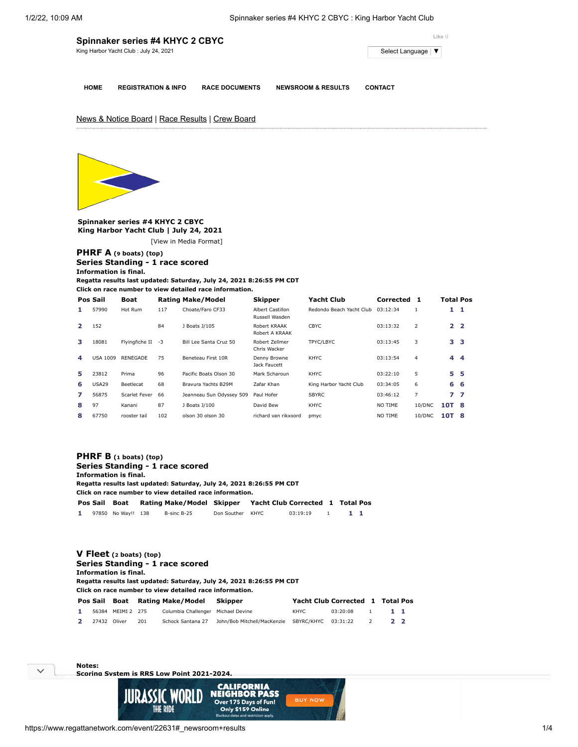# Spinnaker series #4 KHYC 2 CBYC

King Harbor Yacht Club : July 24, 2021

HOME | REGISTRATION & INFO | RACE DOCUMENTS | NEWSROOM & RESULTS | CONTACT

News & Notice Board | Race Results | Crew Board

**Spinnaker series #4 KHYC 2 CBYC**
**King Harbor Yacht Club | July 24, 2021**

[View in Media Format]

## PHRF A (9 boats) (top)

**Series Standing - 1 race scored**
**Information is final.**
**Regatta results last updated: Saturday, July 24, 2021 8:26:55 PM CDT**
**Click on race number to view detailed race information.**

| Pos | Sail | Boat | Rating | Make/Model | Skipper | Yacht Club | Corrected | 1 | Total | Pos |
|---|---|---|---|---|---|---|---|---|---|---|
| 1 | 57990 | Hot Rum | 117 | Choate/Faro CF33 | Albert Castillon Russell Wasden | Redondo Beach Yacht Club | 03:12:34 | 1 | 1 | 1 |
| 2 | 152 | | 84 | J Boats J/105 | Robert KRAAK Robert A KRAAK | CBYC | 03:13:32 | 2 | 2 | 2 |
| 3 | 18081 | Flyingfiche II | -3 | Bill Lee Santa Cruz 50 | Robert Zellmer Chris Wacker | TPYC/LBYC | 03:13:45 | 3 | 3 | 3 |
| 4 | USA 1009 | RENEGADE | 75 | Beneteau First 10R | Denny Browne Jack Faucett | KHYC | 03:13:54 | 4 | 4 | 4 |
| 5 | 23812 | Prima | 96 | Pacific Boats Olson 30 | Mark Scharoun | KHYC | 03:22:10 | 5 | 5 | 5 |
| 6 | USA29 | Beetlecat | 68 | Bravura Yachts B29M | Zafar Khan | King Harbor Yacht Club | 03:34:05 | 6 | 6 | 6 |
| 7 | 56875 | Scarlet Fever | 66 | Jeanneau Sun Odyssey 509 | Paul Hofer | SBYRC | 03:46:12 | 7 | 7 | 7 |
| 8 | 97 | Kanani | 87 | J Boats J/100 | David Bew | KHYC | NO TIME | 10/DNC | 10T | 8 |
| 8 | 67750 | rooster tail | 102 | olson 30 olson 30 | richard van rikxoord | pmyc | NO TIME | 10/DNC | 10T | 8 |

## PHRF B (1 boats) (top)

**Series Standing - 1 race scored**
**Information is final.**
**Regatta results last updated: Saturday, July 24, 2021 8:26:55 PM CDT**
**Click on race number to view detailed race information.**

| Pos | Sail | Boat | Rating | Make/Model | Skipper | Yacht Club | Corrected | 1 | Total | Pos |
|---|---|---|---|---|---|---|---|---|---|---|
| 1 | 97850 | No Way!! | 138 | B-sinc B-25 | Don Souther | KHYC | 03:19:19 | 1 | 1 | 1 |

## V Fleet (2 boats) (top)

**Series Standing - 1 race scored**
**Information is final.**
**Regatta results last updated: Saturday, July 24, 2021 8:26:55 PM CDT**
**Click on race number to view detailed race information.**

| Pos | Sail | Boat | Rating | Make/Model | Skipper | Yacht Club | Corrected | 1 | Total | Pos |
|---|---|---|---|---|---|---|---|---|---|---|
| 1 | 56384 | MEIMI 2 | 275 | Columbia Challenger | Michael Devine | KHYC | 03:20:08 | 1 | 1 | 1 |
| 2 | 27432 | Oliver | 201 | Schock Santana 27 | John/Bob Mitchell/MacKenzie | SBYRC/KHYC | 03:31:22 | 2 | 2 | 2 |

**Notes:**
**Scoring System is RRS Low Point 2021-2024.**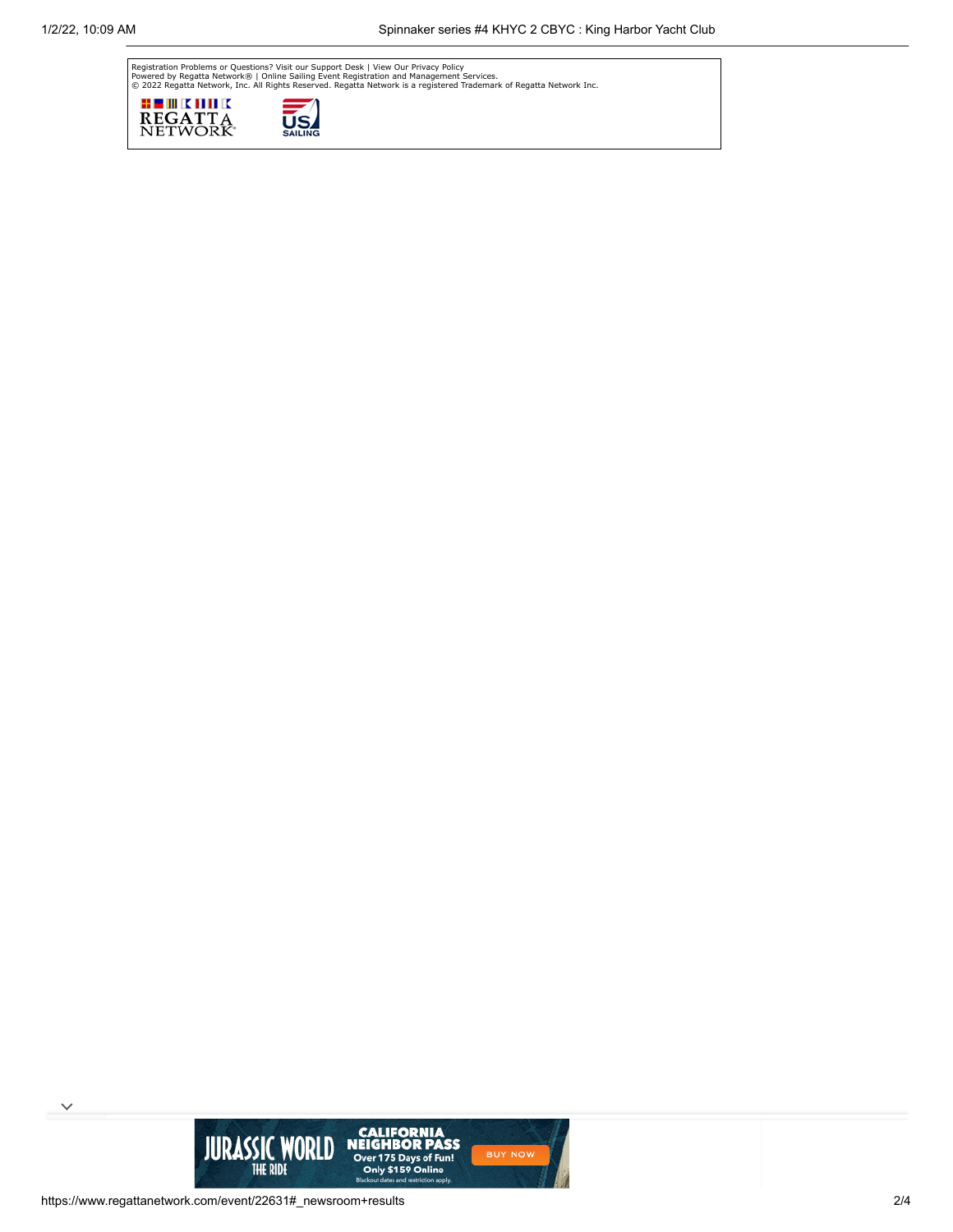Registration Problems or Questions? Visit our Support Desk | View Our Privacy Policy
Powered by Regatta Network® | Online Sailing Event Registration and Management Services.
© 2022 Regatta Network, Inc. All Rights Reserved. Regatta Network is a registered Trademark of Regatta Network Inc.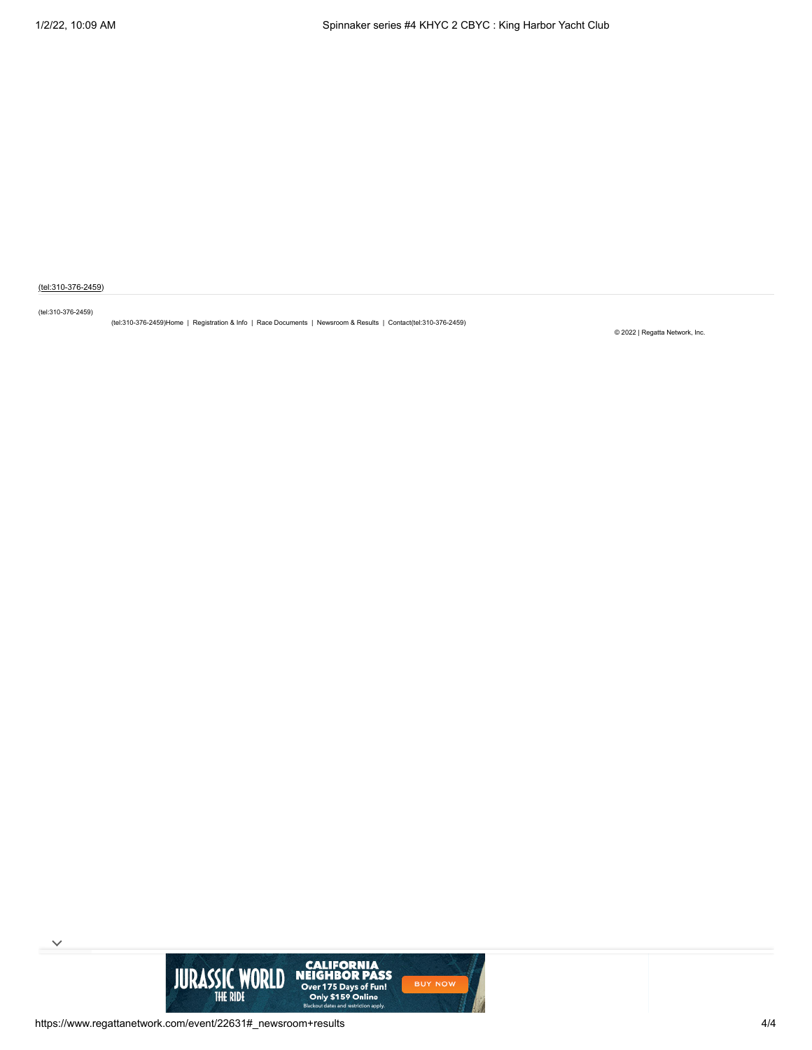(tel:310-376-2459)

(tel:310-376-2459)

(tel:310-376-2459)Home | Registration & Info | Race Documents | Newsroom & Results | Contact(tel:310-376-2459)

© 2022 | Regatta Network, Inc.

JURASSIC WORLD THE RIDE

CALIFORNIA NEIGHBOR PASS

Over 175 Days of Fun!

Only $159 Online

Blackout dates and restriction apply.

BUY NOW